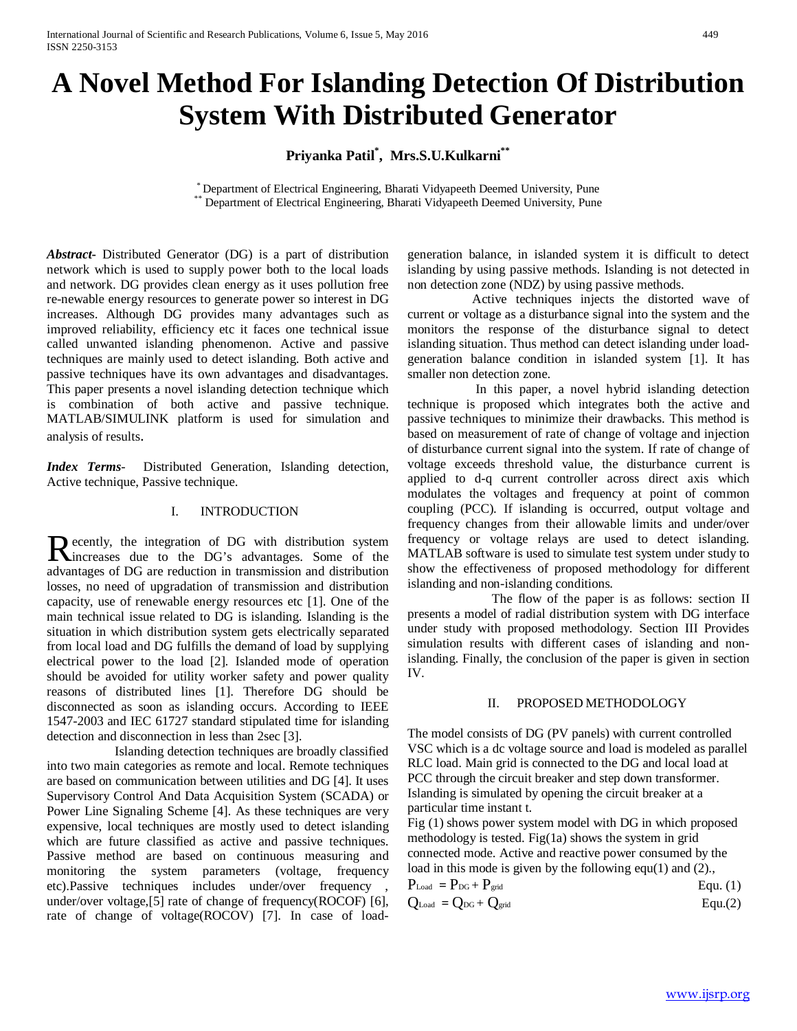# A Novel Method For Islanding Detection Of Distribution System With Distributed Generator

**Priyanka Patil*, Mrs.S.U.Kulkarni****

\* Department of Electrical Engineering, Bharati Vidyapeeth Deemed University, Pune
\** Department of Electrical Engineering, Bharati Vidyapeeth Deemed University, Pune

***Abstract***- Distributed Generator (DG) is a part of distribution network which is used to supply power both to the local loads and network. DG provides clean energy as it uses pollution free re-newable energy resources to generate power so interest in DG increases. Although DG provides many advantages such as improved reliability, efficiency etc it faces one technical issue called unwanted islanding phenomenon. Active and passive techniques are mainly used to detect islanding. Both active and passive techniques have its own advantages and disadvantages. This paper presents a novel islanding detection technique which is combination of both active and passive technique. MATLAB/SIMULINK platform is used for simulation and analysis of results.

***Index Terms***- Distributed Generation, Islanding detection, Active technique, Passive technique.

## I. INTRODUCTION

Recently, the integration of DG with distribution system increases due to the DG's advantages. Some of the advantages of DG are reduction in transmission and distribution losses, no need of upgradation of transmission and distribution capacity, use of renewable energy resources etc [1]. One of the main technical issue related to DG is islanding. Islanding is the situation in which distribution system gets electrically separated from local load and DG fulfills the demand of load by supplying electrical power to the load [2]. Islanded mode of operation should be avoided for utility worker safety and power quality reasons of distributed lines [1]. Therefore DG should be disconnected as soon as islanding occurs. According to IEEE 1547-2003 and IEC 61727 standard stipulated time for islanding detection and disconnection in less than 2sec [3].

Islanding detection techniques are broadly classified into two main categories as remote and local. Remote techniques are based on communication between utilities and DG [4]. It uses Supervisory Control And Data Acquisition System (SCADA) or Power Line Signaling Scheme [4]. As these techniques are very expensive, local techniques are mostly used to detect islanding which are future classified as active and passive techniques. Passive method are based on continuous measuring and monitoring the system parameters (voltage, frequency etc).Passive techniques includes under/over frequency , under/over voltage,[5] rate of change of frequency(ROCOF) [6], rate of change of voltage(ROCOV) [7]. In case of load-generation balance, in islanded system it is difficult to detect islanding by using passive methods. Islanding is not detected in non detection zone (NDZ) by using passive methods.

Active techniques injects the distorted wave of current or voltage as a disturbance signal into the system and the monitors the response of the disturbance signal to detect islanding situation. Thus method can detect islanding under load-generation balance condition in islanded system [1]. It has smaller non detection zone.

In this paper, a novel hybrid islanding detection technique is proposed which integrates both the active and passive techniques to minimize their drawbacks. This method is based on measurement of rate of change of voltage and injection of disturbance current signal into the system. If rate of change of voltage exceeds threshold value, the disturbance current is applied to d-q current controller across direct axis which modulates the voltages and frequency at point of common coupling (PCC). If islanding is occurred, output voltage and frequency changes from their allowable limits and under/over frequency or voltage relays are used to detect islanding. MATLAB software is used to simulate test system under study to show the effectiveness of proposed methodology for different islanding and non-islanding conditions.

The flow of the paper is as follows: section II presents a model of radial distribution system with DG interface under study with proposed methodology. Section III Provides simulation results with different cases of islanding and non-islanding. Finally, the conclusion of the paper is given in section IV.

## II. PROPOSED METHODOLOGY

The model consists of DG (PV panels) with current controlled VSC which is a dc voltage source and load is modeled as parallel RLC load. Main grid is connected to the DG and local load at PCC through the circuit breaker and step down transformer. Islanding is simulated by opening the circuit breaker at a particular time instant t.

Fig (1) shows power system model with DG in which proposed methodology is tested. Fig(1a) shows the system in grid connected mode. Active and reactive power consumed by the load in this mode is given by the following equ(1) and (2).,

$$P_{Load} = P_{DG} + P_{grid} \qquad \text{Equ. (1)}$$

$$Q_{Load} = Q_{DG} + Q_{grid} \qquad \text{Equ.(2)}$$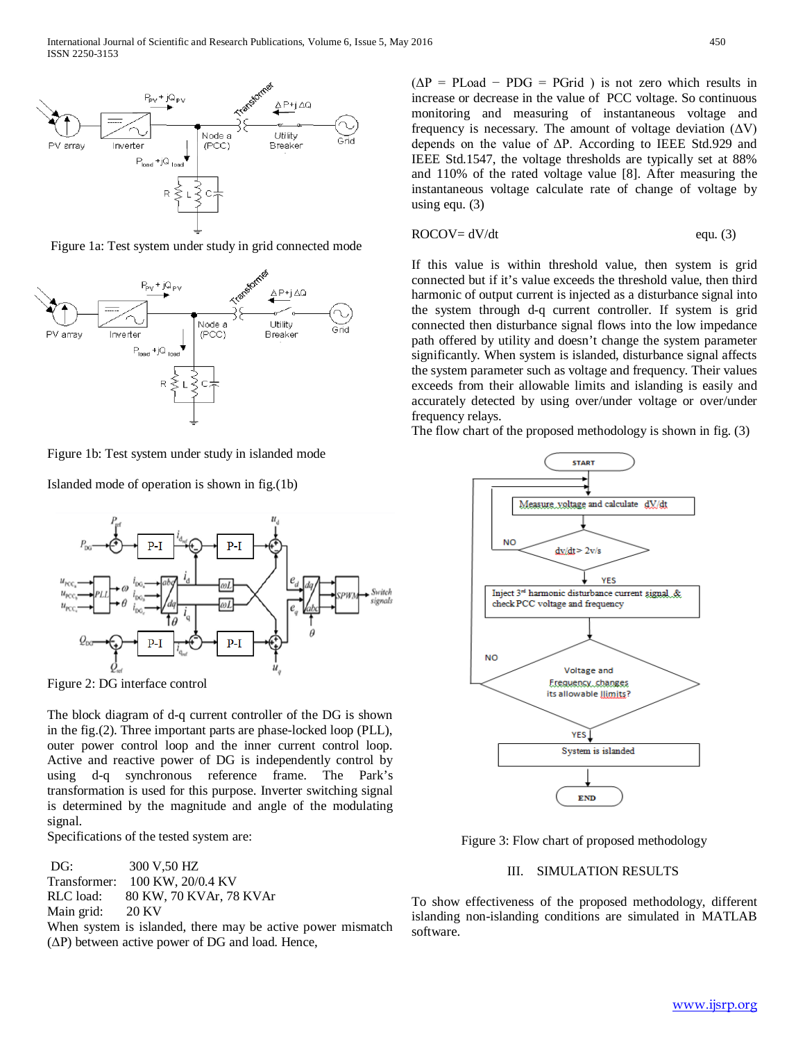Figure 1a: Test system under study in grid connected mode

Figure 1b: Test system under study in islanded mode

Islanded mode of operation is shown in fig.(1b)

Figure 2: DG interface control

The block diagram of d-q current controller of the DG is shown in the fig.(2). Three important parts are phase-locked loop (PLL), outer power control loop and the inner current control loop. Active and reactive power of DG is independently control by using d-q synchronous reference frame. The Park's transformation is used for this purpose. Inverter switching signal is determined by the magnitude and angle of the modulating signal.

Specifications of the tested system are:

DG: 300 V,50 HZ
Transformer: 100 KW, 20/0.4 KV
RLC load: 80 KW, 70 KVAr, 78 KVAr
Main grid: 20 KV

When system is islanded, there may be active power mismatch ($\Delta P$) between active power of DG and load. Hence, ($\Delta P = P_{Load} - P_{DG} = P_{Grid}$) is not zero which results in increase or decrease in the value of PCC voltage. So continuous monitoring and measuring of instantaneous voltage and frequency is necessary. The amount of voltage deviation ($\Delta V$) depends on the value of $\Delta P$. According to IEEE Std.929 and IEEE Std.1547, the voltage thresholds are typically set at 88% and 110% of the rated voltage value [8]. After measuring the instantaneous voltage calculate rate of change of voltage by using equ. (3)

$$ROCOV = dV/dt \qquad \text{equ. (3)}$$

If this value is within threshold value, then system is grid connected but if it's value exceeds the threshold value, then third harmonic of output current is injected as a disturbance signal into the system through d-q current controller. If system is grid connected then disturbance signal flows into the low impedance path offered by utility and doesn't change the system parameter significantly. When system is islanded, disturbance signal affects the system parameter such as voltage and frequency. Their values exceeds from their allowable limits and islanding is easily and accurately detected by using over/under voltage or over/under frequency relays.

The flow chart of the proposed methodology is shown in fig. (3)

Figure 3: Flow chart of proposed methodology

## III. SIMULATION RESULTS

To show effectiveness of the proposed methodology, different islanding non-islanding conditions are simulated in MATLAB software.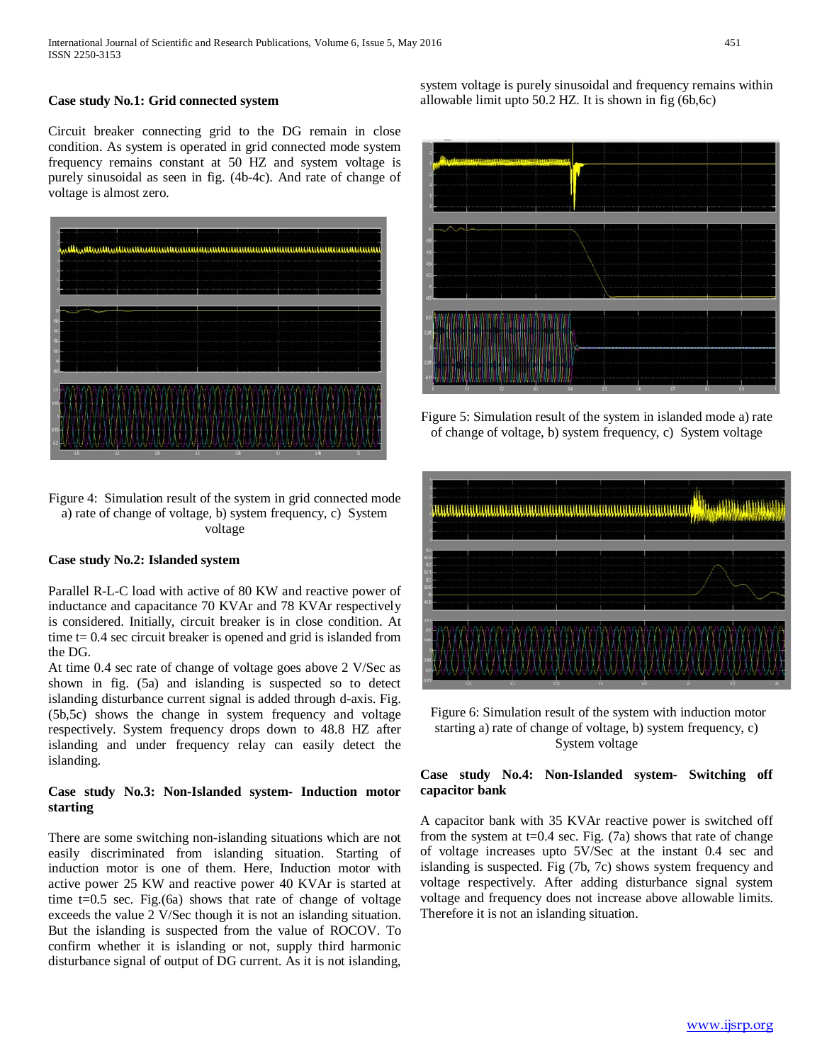**Case study No.1: Grid connected system**

Circuit breaker connecting grid to the DG remain in close condition. As system is operated in grid connected mode system frequency remains constant at 50 HZ and system voltage is purely sinusoidal as seen in fig. (4b-4c). And rate of change of voltage is almost zero.

Figure 4: Simulation result of the system in grid connected mode a) rate of change of voltage, b) system frequency, c) System voltage

**Case study No.2: Islanded system**

Parallel R-L-C load with active of 80 KW and reactive power of inductance and capacitance 70 KVAr and 78 KVAr respectively is considered. Initially, circuit breaker is in close condition. At time t= 0.4 sec circuit breaker is opened and grid is islanded from the DG.

At time 0.4 sec rate of change of voltage goes above 2 V/Sec as shown in fig. (5a) and islanding is suspected so to detect islanding disturbance current signal is added through d-axis. Fig. (5b,5c) shows the change in system frequency and voltage respectively. System frequency drops down to 48.8 HZ after islanding and under frequency relay can easily detect the islanding.

**Case study No.3: Non-Islanded system- Induction motor starting**

There are some switching non-islanding situations which are not easily discriminated from islanding situation. Starting of induction motor is one of them. Here, Induction motor with active power 25 KW and reactive power 40 KVAr is started at time t=0.5 sec. Fig.(6a) shows that rate of change of voltage exceeds the value 2 V/Sec though it is not an islanding situation. But the islanding is suspected from the value of ROCOV. To confirm whether it is islanding or not, supply third harmonic disturbance signal of output of DG current. As it is not islanding, system voltage is purely sinusoidal and frequency remains within allowable limit upto 50.2 HZ. It is shown in fig (6b,6c)

Figure 5: Simulation result of the system in islanded mode a) rate of change of voltage, b) system frequency, c) System voltage

Figure 6: Simulation result of the system with induction motor starting a) rate of change of voltage, b) system frequency, c) System voltage

**Case study No.4: Non-Islanded system- Switching off capacitor bank**

A capacitor bank with 35 KVAr reactive power is switched off from the system at t=0.4 sec. Fig. (7a) shows that rate of change of voltage increases upto 5V/Sec at the instant 0.4 sec and islanding is suspected. Fig (7b, 7c) shows system frequency and voltage respectively. After adding disturbance signal system voltage and frequency does not increase above allowable limits. Therefore it is not an islanding situation.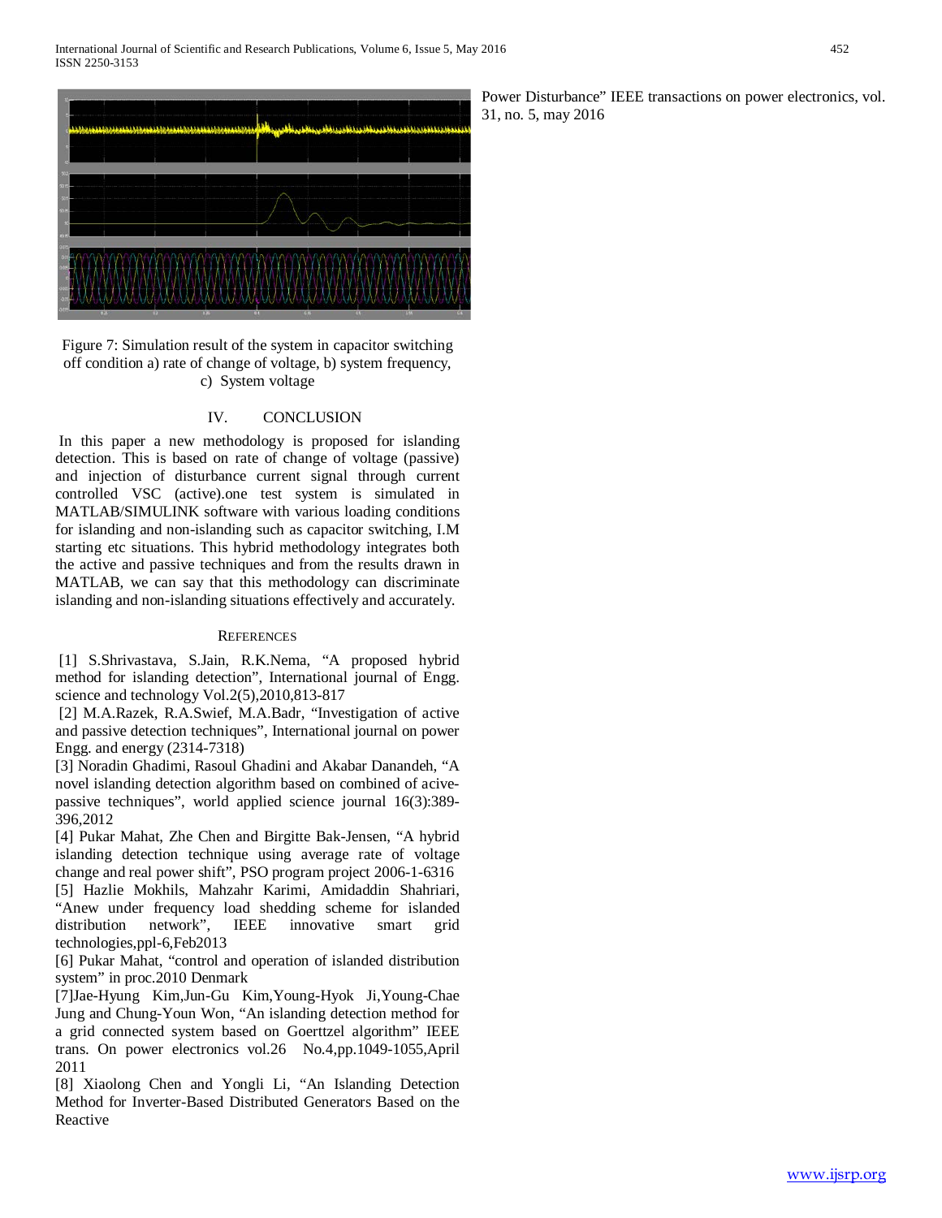Figure 7: Simulation result of the system in capacitor switching off condition a) rate of change of voltage, b) system frequency, c) System voltage

## IV. CONCLUSION

In this paper a new methodology is proposed for islanding detection. This is based on rate of change of voltage (passive) and injection of disturbance current signal through current controlled VSC (active).one test system is simulated in MATLAB/SIMULINK software with various loading conditions for islanding and non-islanding such as capacitor switching, I.M starting etc situations. This hybrid methodology integrates both the active and passive techniques and from the results drawn in MATLAB, we can say that this methodology can discriminate islanding and non-islanding situations effectively and accurately.

## REFERENCES

[1] S.Shrivastava, S.Jain, R.K.Nema, "A proposed hybrid method for islanding detection", International journal of Engg. science and technology Vol.2(5),2010,813-817

[2] M.A.Razek, R.A.Swief, M.A.Badr, "Investigation of active and passive detection techniques", International journal on power Engg. and energy (2314-7318)

[3] Noradin Ghadimi, Rasoul Ghadini and Akabar Danandeh, "A novel islanding detection algorithm based on combined of acive-passive techniques", world applied science journal 16(3):389-396,2012

[4] Pukar Mahat, Zhe Chen and Birgitte Bak-Jensen, "A hybrid islanding detection technique using average rate of voltage change and real power shift", PSO program project 2006-1-6316

[5] Hazlie Mokhils, Mahzahr Karimi, Amidaddin Shahriari, "Anew under frequency load shedding scheme for islanded distribution network", IEEE innovative smart grid technologies,ppl-6,Feb2013

[6] Pukar Mahat, "control and operation of islanded distribution system" in proc.2010 Denmark

[7]Jae-Hyung Kim,Jun-Gu Kim,Young-Hyok Ji,Young-Chae Jung and Chung-Youn Won, "An islanding detection method for a grid connected system based on Goerttzel algorithm" IEEE trans. On power electronics vol.26 No.4,pp.1049-1055,April 2011

[8] Xiaolong Chen and Yongli Li, "An Islanding Detection Method for Inverter-Based Distributed Generators Based on the Reactive Power Disturbance" IEEE transactions on power electronics, vol. 31, no. 5, may 2016